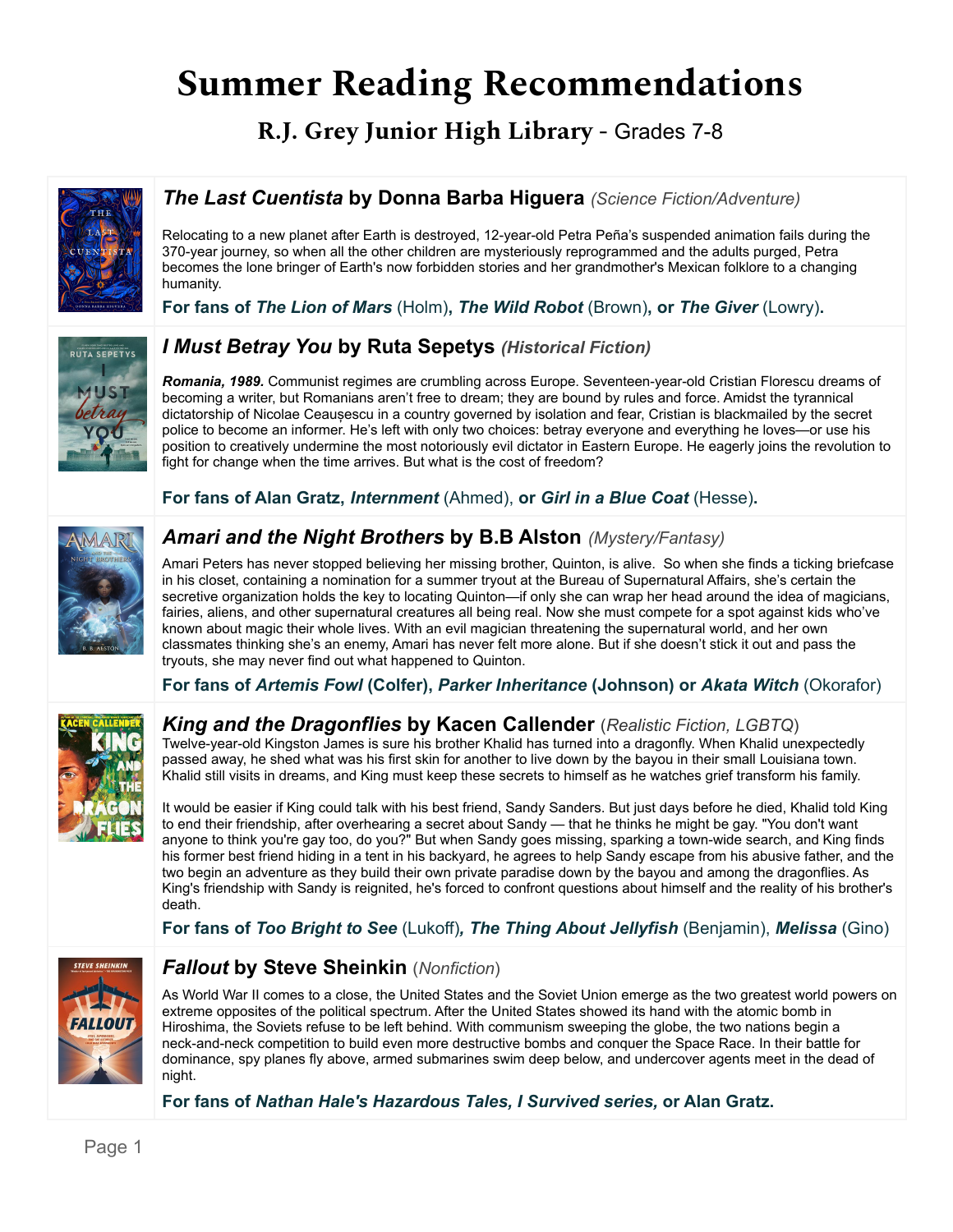# Summer Reading Recommendations

## R.J. Grey Junior High Library - Grades 7-8

### ***The Last Cuentista*** by Donna Barba Higuera *(Science Fiction/Adventure)*

Relocating to a new planet after Earth is destroyed, 12-year-old Petra Peña's suspended animation fails during the 370-year journey, so when all the other children are mysteriously reprogrammed and the adults purged, Petra becomes the lone bringer of Earth's now forbidden stories and her grandmother's Mexican folklore to a changing humanity.

**For fans of *The Lion of Mars* (Holm), *The Wild Robot* (Brown), or *The Giver* (Lowry).**

### ***I Must Betray You*** by Ruta Sepetys ***(Historical Fiction)***

***Romania, 1989.*** Communist regimes are crumbling across Europe. Seventeen-year-old Cristian Florescu dreams of becoming a writer, but Romanians aren't free to dream; they are bound by rules and force. Amidst the tyrannical dictatorship of Nicolae Ceaușescu in a country governed by isolation and fear, Cristian is blackmailed by the secret police to become an informer. He's left with only two choices: betray everyone and everything he loves—or use his position to creatively undermine the most notoriously evil dictator in Eastern Europe. He eagerly joins the revolution to fight for change when the time arrives. But what is the cost of freedom?

**For fans of Alan Gratz, *Internment* (Ahmed), or *Girl in a Blue Coat* (Hesse).**

### ***Amari and the Night Brothers*** by B.B Alston *(Mystery/Fantasy)*

Amari Peters has never stopped believing her missing brother, Quinton, is alive. So when she finds a ticking briefcase in his closet, containing a nomination for a summer tryout at the Bureau of Supernatural Affairs, she's certain the secretive organization holds the key to locating Quinton—if only she can wrap her head around the idea of magicians, fairies, aliens, and other supernatural creatures all being real. Now she must compete for a spot against kids who've known about magic their whole lives. With an evil magician threatening the supernatural world, and her own classmates thinking she's an enemy, Amari has never felt more alone. But if she doesn't stick it out and pass the tryouts, she may never find out what happened to Quinton.

**For fans of *Artemis Fowl* (Colfer), *Parker Inheritance* (Johnson) or *Akata Witch* (Okorafor)**

### ***King and the Dragonflies*** by Kacen Callender *(Realistic Fiction, LGBTQ)*

Twelve-year-old Kingston James is sure his brother Khalid has turned into a dragonfly. When Khalid unexpectedly passed away, he shed what was his first skin for another to live down by the bayou in their small Louisiana town. Khalid still visits in dreams, and King must keep these secrets to himself as he watches grief transform his family.

It would be easier if King could talk with his best friend, Sandy Sanders. But just days before he died, Khalid told King to end their friendship, after overhearing a secret about Sandy — that he thinks he might be gay. "You don't want anyone to think you're gay too, do you?" But when Sandy goes missing, sparking a town-wide search, and King finds his former best friend hiding in a tent in his backyard, he agrees to help Sandy escape from his abusive father, and the two begin an adventure as they build their own private paradise down by the bayou and among the dragonflies. As King's friendship with Sandy is reignited, he's forced to confront questions about himself and the reality of his brother's death.

**For fans of *Too Bright to See* (Lukoff), *The Thing About Jellyfish* (Benjamin), *Melissa* (Gino)**

### ***Fallout*** by Steve Sheinkin *(Nonfiction)*

As World War II comes to a close, the United States and the Soviet Union emerge as the two greatest world powers on extreme opposites of the political spectrum. After the United States showed its hand with the atomic bomb in Hiroshima, the Soviets refuse to be left behind. With communism sweeping the globe, the two nations begin a neck-and-neck competition to build even more destructive bombs and conquer the Space Race. In their battle for dominance, spy planes fly above, armed submarines swim deep below, and undercover agents meet in the dead of night.

**For fans of *Nathan Hale's Hazardous Tales, I Survived series,* or Alan Gratz.**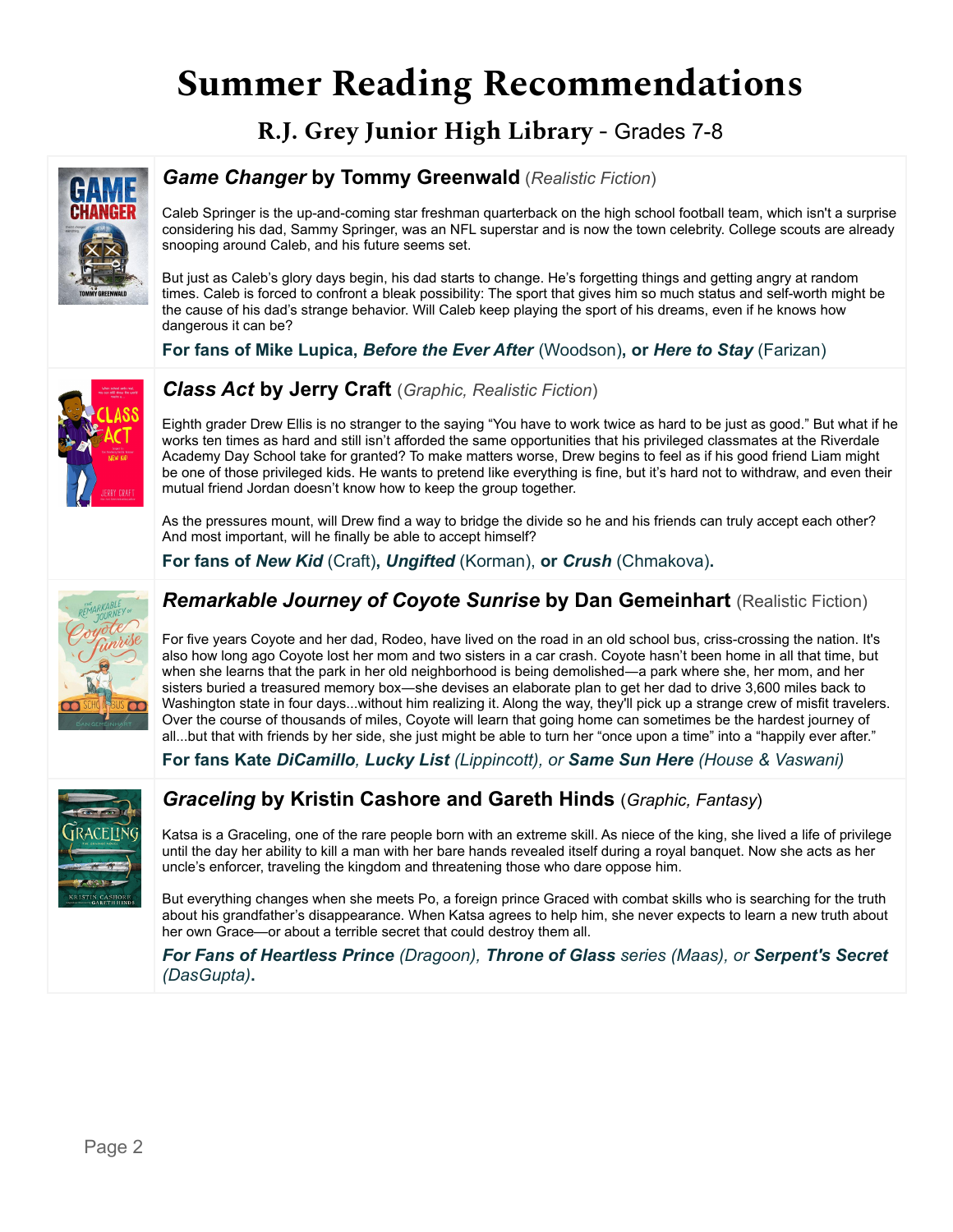# Summer Reading Recommendations

## R.J. Grey Junior High Library - Grades 7-8

### ***Game Changer*** by Tommy Greenwald (*Realistic Fiction*)

Caleb Springer is the up-and-coming star freshman quarterback on the high school football team, which isn't a surprise considering his dad, Sammy Springer, was an NFL superstar and is now the town celebrity. College scouts are already snooping around Caleb, and his future seems set.

But just as Caleb's glory days begin, his dad starts to change. He's forgetting things and getting angry at random times. Caleb is forced to confront a bleak possibility: The sport that gives him so much status and self-worth might be the cause of his dad's strange behavior. Will Caleb keep playing the sport of his dreams, even if he knows how dangerous it can be?

**For fans of Mike Lupica, *Before the Ever After*** (Woodson)**, or *Here to Stay*** (Farizan)

### ***Class Act*** by Jerry Craft (*Graphic, Realistic Fiction*)

Eighth grader Drew Ellis is no stranger to the saying "You have to work twice as hard to be just as good." But what if he works ten times as hard and still isn't afforded the same opportunities that his privileged classmates at the Riverdale Academy Day School take for granted? To make matters worse, Drew begins to feel as if his good friend Liam might be one of those privileged kids. He wants to pretend like everything is fine, but it's hard not to withdraw, and even their mutual friend Jordan doesn't know how to keep the group together.

As the pressures mount, will Drew find a way to bridge the divide so he and his friends can truly accept each other? And most important, will he finally be able to accept himself?

**For fans of *New Kid*** (Craft)**, *Ungifted*** (Korman), **or *Crush*** (Chmakova)**.**

### ***Remarkable Journey of Coyote Sunrise*** by Dan Gemeinhart (Realistic Fiction)

For five years Coyote and her dad, Rodeo, have lived on the road in an old school bus, criss-crossing the nation. It's also how long ago Coyote lost her mom and two sisters in a car crash. Coyote hasn't been home in all that time, but when she learns that the park in her old neighborhood is being demolished—a park where she, her mom, and her sisters buried a treasured memory box—she devises an elaborate plan to get her dad to drive 3,600 miles back to Washington state in four days...without him realizing it. Along the way, they'll pick up a strange crew of misfit travelers. Over the course of thousands of miles, Coyote will learn that going home can sometimes be the hardest journey of all...but that with friends by her side, she just might be able to turn her "once upon a time" into a "happily ever after."

**For fans Kate *DiCamillo*, *Lucky List*** *(Lippincott), or* ***Same Sun Here*** *(House & Vaswani)*

### ***Graceling*** by Kristin Cashore and Gareth Hinds (*Graphic, Fantasy*)

Katsa is a Graceling, one of the rare people born with an extreme skill. As niece of the king, she lived a life of privilege until the day her ability to kill a man with her bare hands revealed itself during a royal banquet. Now she acts as her uncle's enforcer, traveling the kingdom and threatening those who dare oppose him.

But everything changes when she meets Po, a foreign prince Graced with combat skills who is searching for the truth about his grandfather's disappearance. When Katsa agrees to help him, she never expects to learn a new truth about her own Grace—or about a terrible secret that could destroy them all.

***For Fans of Heartless Prince*** *(Dragoon),* ***Throne of Glass*** *series (Maas), or* ***Serpent's Secret*** *(DasGupta)***.**